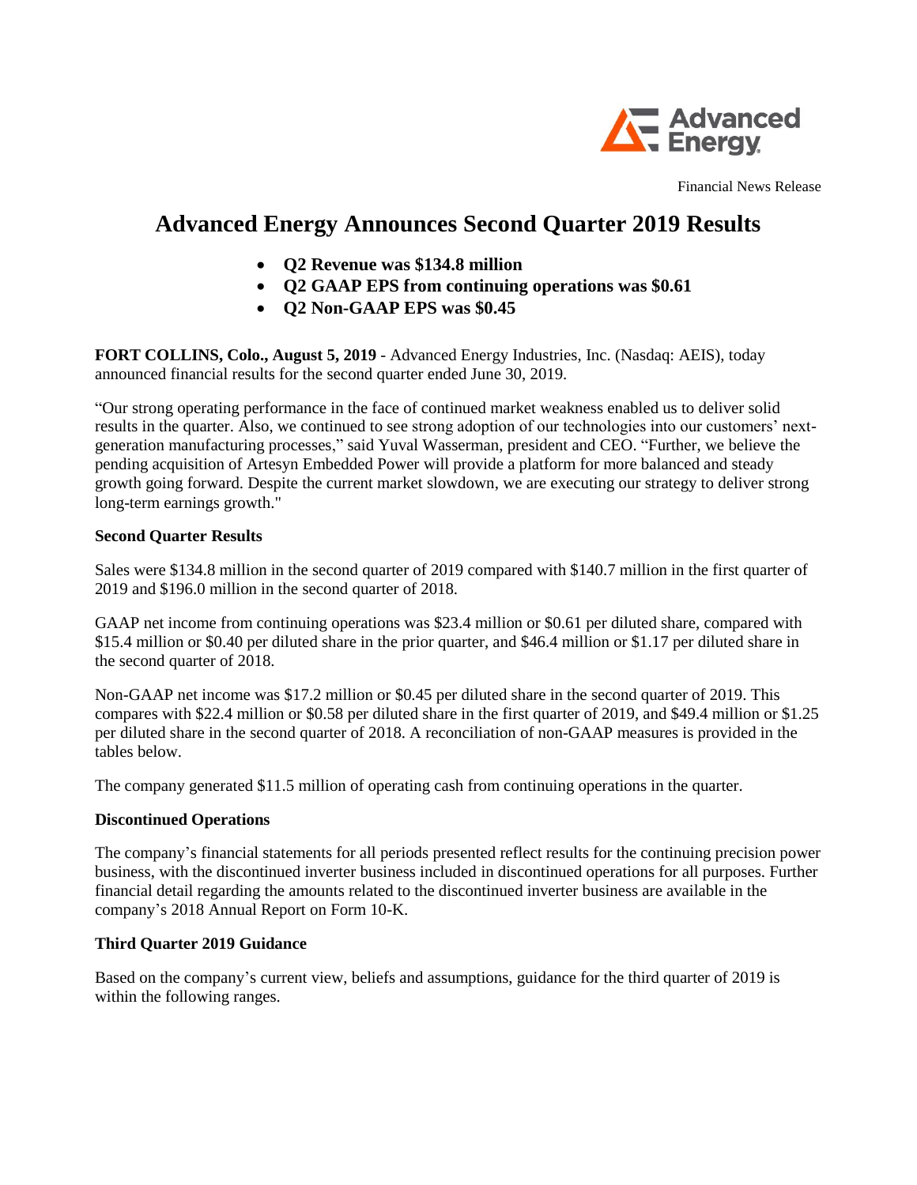Financial News Release

# Advanced Energy Announces Second Quarter 2019 Results

- **Q2 Revenue was $134.8 million**
- **Q2 GAAP EPS from continuing operations was $0.61**
- **Q2 Non-GAAP EPS was $0.45**

**FORT COLLINS, Colo., August 5, 2019** - Advanced Energy Industries, Inc. (Nasdaq: AEIS), today announced financial results for the second quarter ended June 30, 2019.

"Our strong operating performance in the face of continued market weakness enabled us to deliver solid results in the quarter. Also, we continued to see strong adoption of our technologies into our customers' next-generation manufacturing processes," said Yuval Wasserman, president and CEO. "Further, we believe the pending acquisition of Artesyn Embedded Power will provide a platform for more balanced and steady growth going forward. Despite the current market slowdown, we are executing our strategy to deliver strong long-term earnings growth."

**Second Quarter Results**

Sales were $134.8 million in the second quarter of 2019 compared with $140.7 million in the first quarter of 2019 and $196.0 million in the second quarter of 2018.

GAAP net income from continuing operations was $23.4 million or $0.61 per diluted share, compared with $15.4 million or $0.40 per diluted share in the prior quarter, and $46.4 million or $1.17 per diluted share in the second quarter of 2018.

Non-GAAP net income was $17.2 million or $0.45 per diluted share in the second quarter of 2019. This compares with $22.4 million or $0.58 per diluted share in the first quarter of 2019, and $49.4 million or $1.25 per diluted share in the second quarter of 2018. A reconciliation of non-GAAP measures is provided in the tables below.

The company generated $11.5 million of operating cash from continuing operations in the quarter.

**Discontinued Operations**

The company's financial statements for all periods presented reflect results for the continuing precision power business, with the discontinued inverter business included in discontinued operations for all purposes. Further financial detail regarding the amounts related to the discontinued inverter business are available in the company's 2018 Annual Report on Form 10-K.

**Third Quarter 2019 Guidance**

Based on the company's current view, beliefs and assumptions, guidance for the third quarter of 2019 is within the following ranges.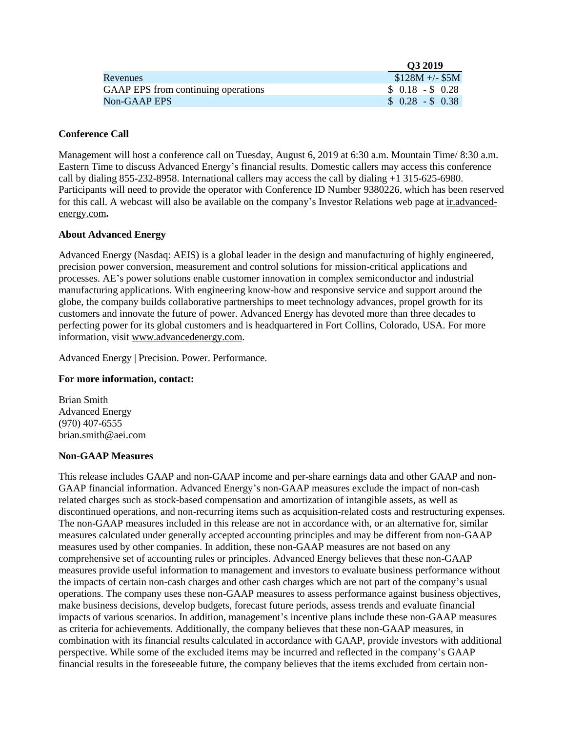| | Q3 2019 |
|---|---|
| Revenues | $128M +/- $5M |
| GAAP EPS from continuing operations | $ 0.18 - $ 0.28 |
| Non-GAAP EPS | $ 0.28 - $ 0.38 |

**Conference Call**

Management will host a conference call on Tuesday, August 6, 2019 at 6:30 a.m. Mountain Time/ 8:30 a.m. Eastern Time to discuss Advanced Energy's financial results. Domestic callers may access this conference call by dialing 855-232-8958. International callers may access the call by dialing +1 315-625-6980. Participants will need to provide the operator with Conference ID Number 9380226, which has been reserved for this call. A webcast will also be available on the company's Investor Relations web page at ir.advanced-energy.com**.**

**About Advanced Energy**

Advanced Energy (Nasdaq: AEIS) is a global leader in the design and manufacturing of highly engineered, precision power conversion, measurement and control solutions for mission-critical applications and processes. AE's power solutions enable customer innovation in complex semiconductor and industrial manufacturing applications. With engineering know-how and responsive service and support around the globe, the company builds collaborative partnerships to meet technology advances, propel growth for its customers and innovate the future of power. Advanced Energy has devoted more than three decades to perfecting power for its global customers and is headquartered in Fort Collins, Colorado, USA. For more information, visit www.advancedenergy.com.

Advanced Energy | Precision. Power. Performance.

**For more information, contact:**

Brian Smith
Advanced Energy
(970) 407-6555
brian.smith@aei.com

**Non-GAAP Measures**

This release includes GAAP and non-GAAP income and per-share earnings data and other GAAP and non-GAAP financial information. Advanced Energy's non-GAAP measures exclude the impact of non-cash related charges such as stock-based compensation and amortization of intangible assets, as well as discontinued operations, and non-recurring items such as acquisition-related costs and restructuring expenses. The non-GAAP measures included in this release are not in accordance with, or an alternative for, similar measures calculated under generally accepted accounting principles and may be different from non-GAAP measures used by other companies. In addition, these non-GAAP measures are not based on any comprehensive set of accounting rules or principles. Advanced Energy believes that these non-GAAP measures provide useful information to management and investors to evaluate business performance without the impacts of certain non-cash charges and other cash charges which are not part of the company's usual operations. The company uses these non-GAAP measures to assess performance against business objectives, make business decisions, develop budgets, forecast future periods, assess trends and evaluate financial impacts of various scenarios. In addition, management's incentive plans include these non-GAAP measures as criteria for achievements. Additionally, the company believes that these non-GAAP measures, in combination with its financial results calculated in accordance with GAAP, provide investors with additional perspective. While some of the excluded items may be incurred and reflected in the company's GAAP financial results in the foreseeable future, the company believes that the items excluded from certain non-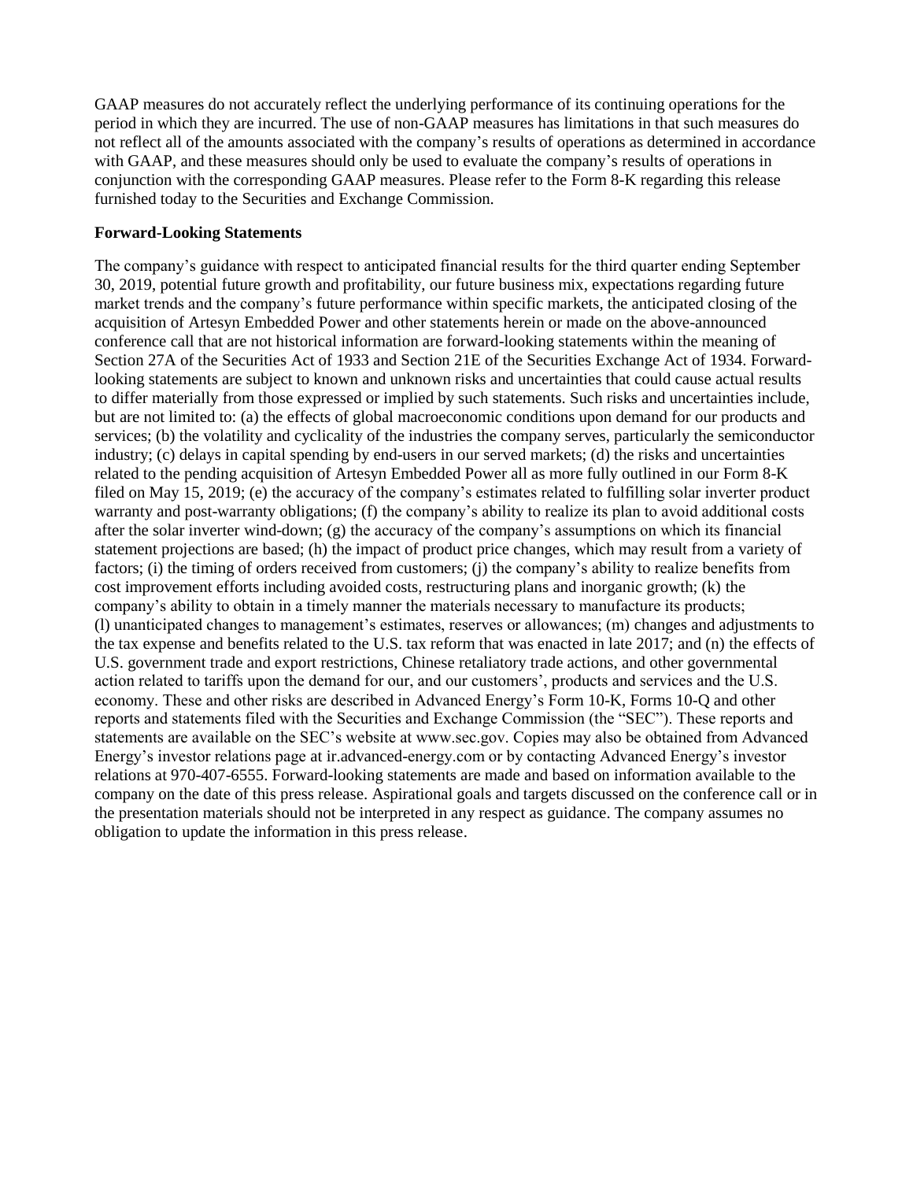GAAP measures do not accurately reflect the underlying performance of its continuing operations for the period in which they are incurred. The use of non-GAAP measures has limitations in that such measures do not reflect all of the amounts associated with the company's results of operations as determined in accordance with GAAP, and these measures should only be used to evaluate the company's results of operations in conjunction with the corresponding GAAP measures. Please refer to the Form 8-K regarding this release furnished today to the Securities and Exchange Commission.

**Forward-Looking Statements**

The company's guidance with respect to anticipated financial results for the third quarter ending September 30, 2019, potential future growth and profitability, our future business mix, expectations regarding future market trends and the company's future performance within specific markets, the anticipated closing of the acquisition of Artesyn Embedded Power and other statements herein or made on the above-announced conference call that are not historical information are forward-looking statements within the meaning of Section 27A of the Securities Act of 1933 and Section 21E of the Securities Exchange Act of 1934. Forward-looking statements are subject to known and unknown risks and uncertainties that could cause actual results to differ materially from those expressed or implied by such statements. Such risks and uncertainties include, but are not limited to: (a) the effects of global macroeconomic conditions upon demand for our products and services; (b) the volatility and cyclicality of the industries the company serves, particularly the semiconductor industry; (c) delays in capital spending by end-users in our served markets; (d) the risks and uncertainties related to the pending acquisition of Artesyn Embedded Power all as more fully outlined in our Form 8-K filed on May 15, 2019; (e) the accuracy of the company's estimates related to fulfilling solar inverter product warranty and post-warranty obligations; (f) the company's ability to realize its plan to avoid additional costs after the solar inverter wind-down; (g) the accuracy of the company's assumptions on which its financial statement projections are based; (h) the impact of product price changes, which may result from a variety of factors; (i) the timing of orders received from customers; (j) the company's ability to realize benefits from cost improvement efforts including avoided costs, restructuring plans and inorganic growth; (k) the company's ability to obtain in a timely manner the materials necessary to manufacture its products; (l) unanticipated changes to management's estimates, reserves or allowances; (m) changes and adjustments to the tax expense and benefits related to the U.S. tax reform that was enacted in late 2017; and (n) the effects of U.S. government trade and export restrictions, Chinese retaliatory trade actions, and other governmental action related to tariffs upon the demand for our, and our customers', products and services and the U.S. economy. These and other risks are described in Advanced Energy's Form 10-K, Forms 10-Q and other reports and statements filed with the Securities and Exchange Commission (the "SEC"). These reports and statements are available on the SEC's website at www.sec.gov. Copies may also be obtained from Advanced Energy's investor relations page at ir.advanced-energy.com or by contacting Advanced Energy's investor relations at 970-407-6555. Forward-looking statements are made and based on information available to the company on the date of this press release. Aspirational goals and targets discussed on the conference call or in the presentation materials should not be interpreted in any respect as guidance. The company assumes no obligation to update the information in this press release.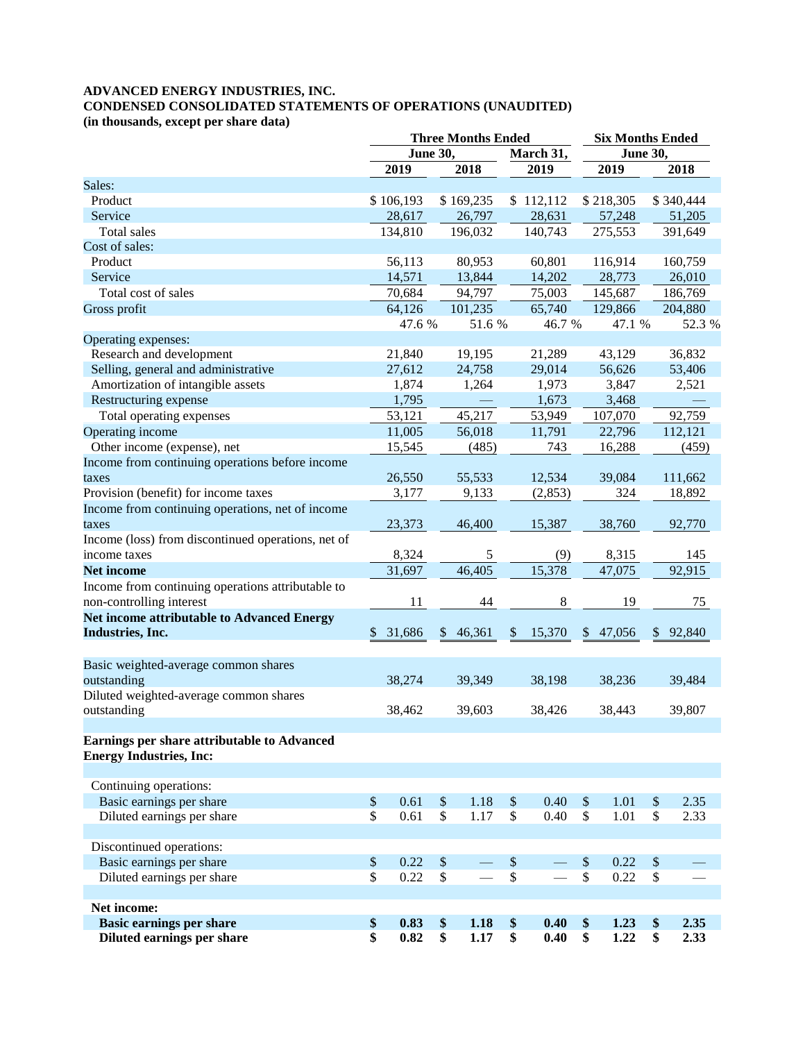**ADVANCED ENERGY INDUSTRIES, INC.**
**CONDENSED CONSOLIDATED STATEMENTS OF OPERATIONS (UNAUDITED)**
**(in thousands, except per share data)**

| | Three Months Ended | | | Six Months Ended | |
|---|---|---|---|---|---|
| | June 30, | | March 31, | June 30, | |
| | 2019 | 2018 | 2019 | 2019 | 2018 |
| Sales: | | | | | |
| Product | $ 106,193 | $ 169,235 | $ 112,112 | $ 218,305 | $ 340,444 |
| Service | 28,617 | 26,797 | 28,631 | 57,248 | 51,205 |
| Total sales | 134,810 | 196,032 | 140,743 | 275,553 | 391,649 |
| Cost of sales: | | | | | |
| Product | 56,113 | 80,953 | 60,801 | 116,914 | 160,759 |
| Service | 14,571 | 13,844 | 14,202 | 28,773 | 26,010 |
| Total cost of sales | 70,684 | 94,797 | 75,003 | 145,687 | 186,769 |
| Gross profit | 64,126 | 101,235 | 65,740 | 129,866 | 204,880 |
| | 47.6 % | 51.6 % | 46.7 % | 47.1 % | 52.3 % |
| Operating expenses: | | | | | |
| Research and development | 21,840 | 19,195 | 21,289 | 43,129 | 36,832 |
| Selling, general and administrative | 27,612 | 24,758 | 29,014 | 56,626 | 53,406 |
| Amortization of intangible assets | 1,874 | 1,264 | 1,973 | 3,847 | 2,521 |
| Restructuring expense | 1,795 | — | 1,673 | 3,468 | — |
| Total operating expenses | 53,121 | 45,217 | 53,949 | 107,070 | 92,759 |
| Operating income | 11,005 | 56,018 | 11,791 | 22,796 | 112,121 |
| Other income (expense), net | 15,545 | (485) | 743 | 16,288 | (459) |
| Income from continuing operations before income taxes | 26,550 | 55,533 | 12,534 | 39,084 | 111,662 |
| Provision (benefit) for income taxes | 3,177 | 9,133 | (2,853) | 324 | 18,892 |
| Income from continuing operations, net of income taxes | 23,373 | 46,400 | 15,387 | 38,760 | 92,770 |
| Income (loss) from discontinued operations, net of income taxes | 8,324 | 5 | (9) | 8,315 | 145 |
| **Net income** | 31,697 | 46,405 | 15,378 | 47,075 | 92,915 |
| Income from continuing operations attributable to non-controlling interest | 11 | 44 | 8 | 19 | 75 |
| **Net income attributable to Advanced Energy Industries, Inc.** | $ 31,686 | $ 46,361 | $ 15,370 | $ 47,056 | $ 92,840 |
| | | | | | |
| Basic weighted-average common shares outstanding | 38,274 | 39,349 | 38,198 | 38,236 | 39,484 |
| Diluted weighted-average common shares outstanding | 38,462 | 39,603 | 38,426 | 38,443 | 39,807 |
| | | | | | |
| **Earnings per share attributable to Advanced Energy Industries, Inc:** | | | | | |
| | | | | | |
| Continuing operations: | | | | | |
| Basic earnings per share | $ 0.61 | $ 1.18 | $ 0.40 | $ 1.01 | $ 2.35 |
| Diluted earnings per share | $ 0.61 | $ 1.17 | $ 0.40 | $ 1.01 | $ 2.33 |
| | | | | | |
| Discontinued operations: | | | | | |
| Basic earnings per share | $ 0.22 | $ — | $ — | $ 0.22 | $ — |
| Diluted earnings per share | $ 0.22 | $ — | $ — | $ 0.22 | $ — |
| | | | | | |
| **Net income:** | | | | | |
| **Basic earnings per share** | **$ 0.83** | **$ 1.18** | **$ 0.40** | **$ 1.23** | **$ 2.35** |
| **Diluted earnings per share** | **$ 0.82** | **$ 1.17** | **$ 0.40** | **$ 1.22** | **$ 2.33** |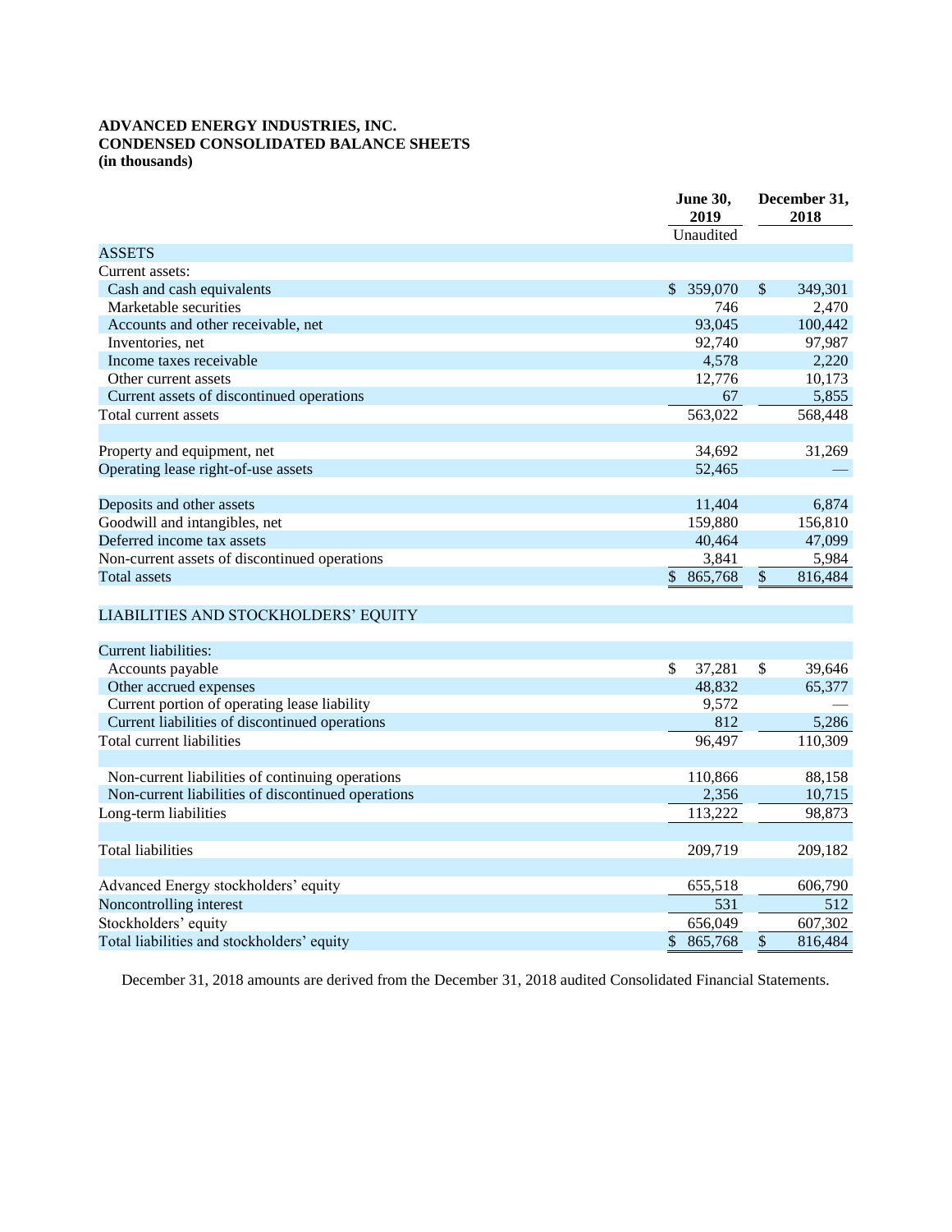**ADVANCED ENERGY INDUSTRIES, INC.**
**CONDENSED CONSOLIDATED BALANCE SHEETS**
**(in thousands)**

| | June 30, 2019 | December 31, 2018 |
|---|---|---|
| | Unaudited | |
| ASSETS | | |
| Current assets: | | |
| Cash and cash equivalents | $ 359,070 | $ 349,301 |
| Marketable securities | 746 | 2,470 |
| Accounts and other receivable, net | 93,045 | 100,442 |
| Inventories, net | 92,740 | 97,987 |
| Income taxes receivable | 4,578 | 2,220 |
| Other current assets | 12,776 | 10,173 |
| Current assets of discontinued operations | 67 | 5,855 |
| Total current assets | 563,022 | 568,448 |
| | | |
| Property and equipment, net | 34,692 | 31,269 |
| Operating lease right-of-use assets | 52,465 | — |
| | | |
| Deposits and other assets | 11,404 | 6,874 |
| Goodwill and intangibles, net | 159,880 | 156,810 |
| Deferred income tax assets | 40,464 | 47,099 |
| Non-current assets of discontinued operations | 3,841 | 5,984 |
| Total assets | $ 865,768 | $ 816,484 |
| | | |
| LIABILITIES AND STOCKHOLDERS' EQUITY | | |
| | | |
| Current liabilities: | | |
| Accounts payable | $ 37,281 | $ 39,646 |
| Other accrued expenses | 48,832 | 65,377 |
| Current portion of operating lease liability | 9,572 | — |
| Current liabilities of discontinued operations | 812 | 5,286 |
| Total current liabilities | 96,497 | 110,309 |
| | | |
| Non-current liabilities of continuing operations | 110,866 | 88,158 |
| Non-current liabilities of discontinued operations | 2,356 | 10,715 |
| Long-term liabilities | 113,222 | 98,873 |
| | | |
| Total liabilities | 209,719 | 209,182 |
| | | |
| Advanced Energy stockholders' equity | 655,518 | 606,790 |
| Noncontrolling interest | 531 | 512 |
| Stockholders' equity | 656,049 | 607,302 |
| Total liabilities and stockholders' equity | $ 865,768 | $ 816,484 |

December 31, 2018 amounts are derived from the December 31, 2018 audited Consolidated Financial Statements.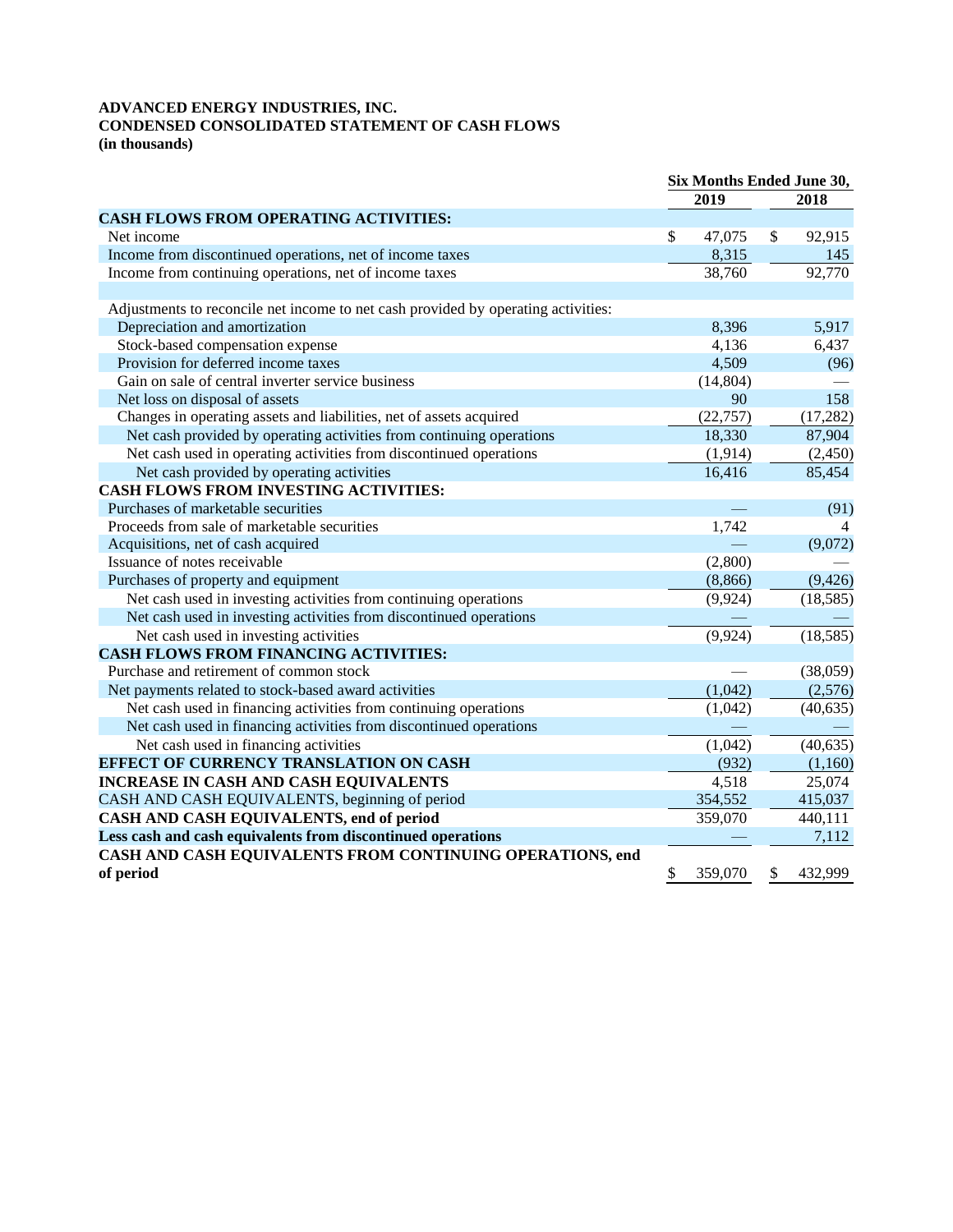**ADVANCED ENERGY INDUSTRIES, INC.**
**CONDENSED CONSOLIDATED STATEMENT OF CASH FLOWS**
**(in thousands)**

| | Six Months Ended June 30, | |
|---|---|---|
| | 2019 | 2018 |
| **CASH FLOWS FROM OPERATING ACTIVITIES:** | | |
| Net income | $ 47,075 | $ 92,915 |
| Income from discontinued operations, net of income taxes | 8,315 | 145 |
| Income from continuing operations, net of income taxes | 38,760 | 92,770 |
| | | |
| Adjustments to reconcile net income to net cash provided by operating activities: | | |
| Depreciation and amortization | 8,396 | 5,917 |
| Stock-based compensation expense | 4,136 | 6,437 |
| Provision for deferred income taxes | 4,509 | (96) |
| Gain on sale of central inverter service business | (14,804) | — |
| Net loss on disposal of assets | 90 | 158 |
| Changes in operating assets and liabilities, net of assets acquired | (22,757) | (17,282) |
| Net cash provided by operating activities from continuing operations | 18,330 | 87,904 |
| Net cash used in operating activities from discontinued operations | (1,914) | (2,450) |
| Net cash provided by operating activities | 16,416 | 85,454 |
| **CASH FLOWS FROM INVESTING ACTIVITIES:** | | |
| Purchases of marketable securities | — | (91) |
| Proceeds from sale of marketable securities | 1,742 | 4 |
| Acquisitions, net of cash acquired | — | (9,072) |
| Issuance of notes receivable | (2,800) | — |
| Purchases of property and equipment | (8,866) | (9,426) |
| Net cash used in investing activities from continuing operations | (9,924) | (18,585) |
| Net cash used in investing activities from discontinued operations | — | — |
| Net cash used in investing activities | (9,924) | (18,585) |
| **CASH FLOWS FROM FINANCING ACTIVITIES:** | | |
| Purchase and retirement of common stock | — | (38,059) |
| Net payments related to stock-based award activities | (1,042) | (2,576) |
| Net cash used in financing activities from continuing operations | (1,042) | (40,635) |
| Net cash used in financing activities from discontinued operations | — | — |
| Net cash used in financing activities | (1,042) | (40,635) |
| **EFFECT OF CURRENCY TRANSLATION ON CASH** | (932) | (1,160) |
| **INCREASE IN CASH AND CASH EQUIVALENTS** | 4,518 | 25,074 |
| CASH AND CASH EQUIVALENTS, beginning of period | 354,552 | 415,037 |
| **CASH AND CASH EQUIVALENTS, end of period** | 359,070 | 440,111 |
| **Less cash and cash equivalents from discontinued operations** | — | 7,112 |
| **CASH AND CASH EQUIVALENTS FROM CONTINUING OPERATIONS, end of period** | $ 359,070 | $ 432,999 |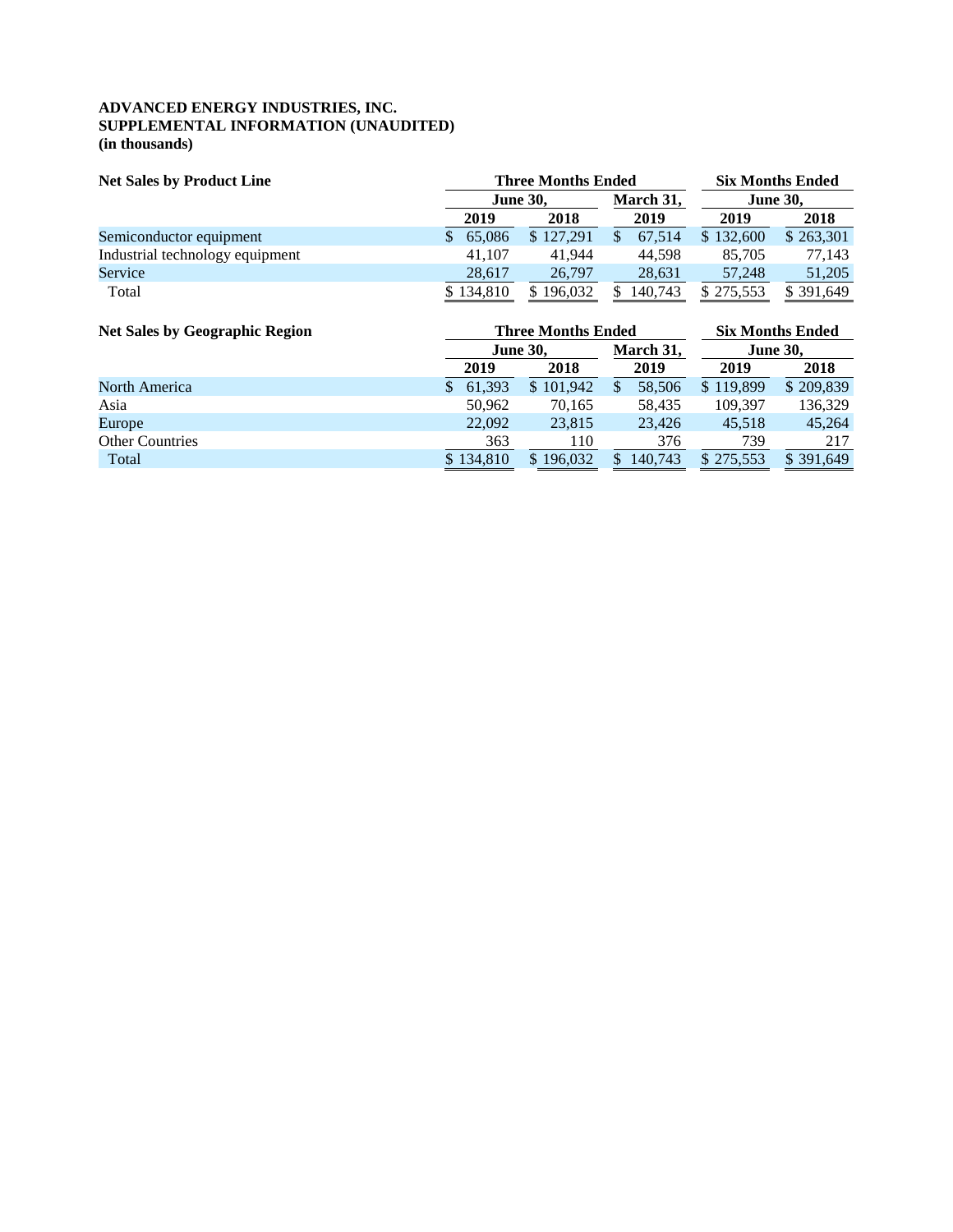**ADVANCED ENERGY INDUSTRIES, INC.**
**SUPPLEMENTAL INFORMATION (UNAUDITED)**
**(in thousands)**

| **Net Sales by Product Line** | **Three Months Ended** | | | **Six Months Ended** | |
|---|---|---|---|---|---|
| | **June 30,** | | **March 31,** | **June 30,** | |
| | **2019** | **2018** | **2019** | **2019** | **2018** |
| Semiconductor equipment | $ 65,086 | $ 127,291 | $ 67,514 | $ 132,600 | $ 263,301 |
| Industrial technology equipment | 41,107 | 41,944 | 44,598 | 85,705 | 77,143 |
| Service | 28,617 | 26,797 | 28,631 | 57,248 | 51,205 |
| Total | $ 134,810 | $ 196,032 | $ 140,743 | $ 275,553 | $ 391,649 |

| **Net Sales by Geographic Region** | **Three Months Ended** | | | **Six Months Ended** | |
|---|---|---|---|---|---|
| | **June 30,** | | **March 31,** | **June 30,** | |
| | **2019** | **2018** | **2019** | **2019** | **2018** |
| North America | $ 61,393 | $ 101,942 | $ 58,506 | $ 119,899 | $ 209,839 |
| Asia | 50,962 | 70,165 | 58,435 | 109,397 | 136,329 |
| Europe | 22,092 | 23,815 | 23,426 | 45,518 | 45,264 |
| Other Countries | 363 | 110 | 376 | 739 | 217 |
| Total | $ 134,810 | $ 196,032 | $ 140,743 | $ 275,553 | $ 391,649 |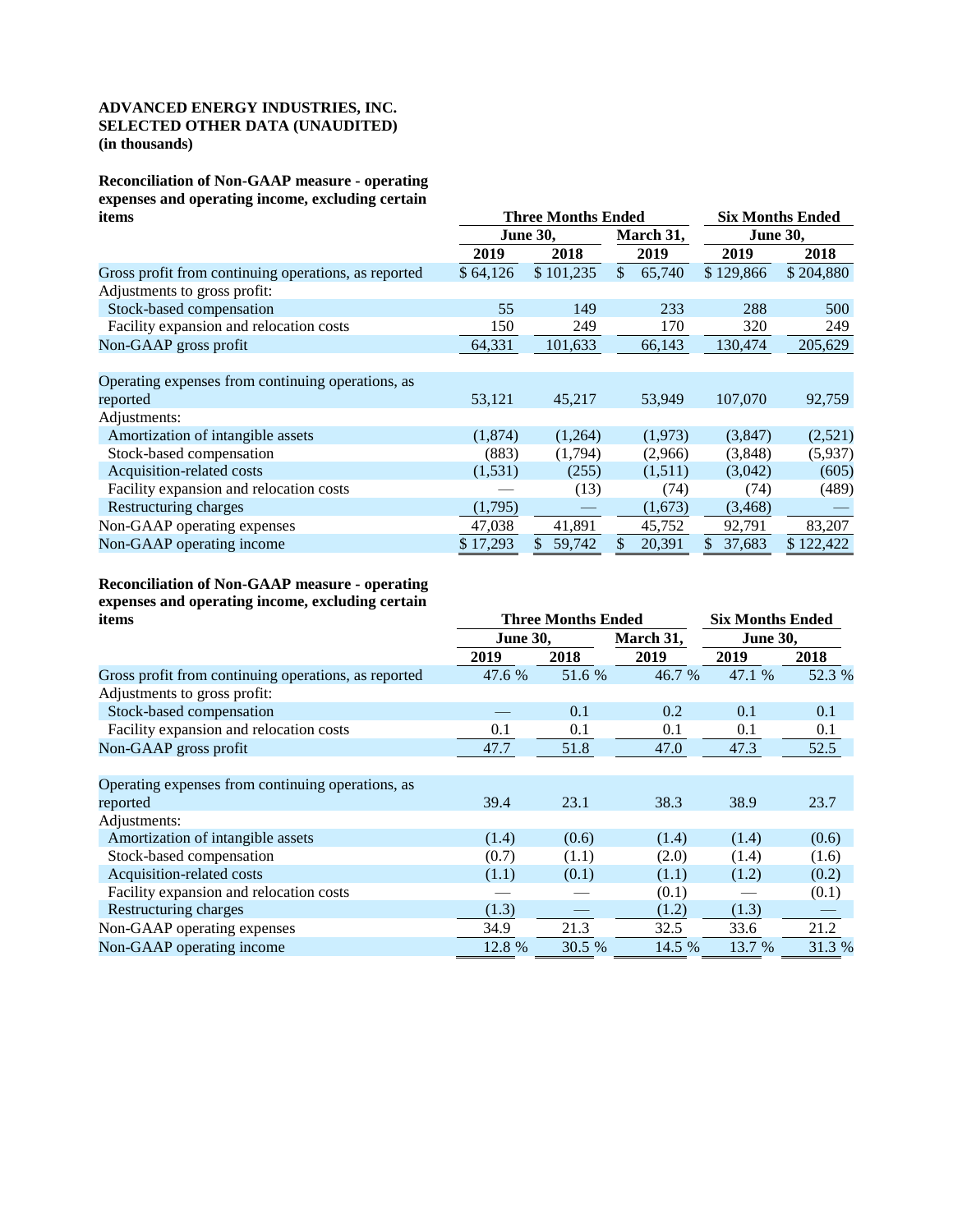**ADVANCED ENERGY INDUSTRIES, INC.**
**SELECTED OTHER DATA (UNAUDITED)**
**(in thousands)**

| **Reconciliation of Non-GAAP measure - operating expenses and operating income, excluding certain items** | **Three Months Ended** | | | **Six Months Ended** | |
|---|---|---|---|---|---|
| | **June 30,** | | **March 31,** | **June 30,** | |
| | **2019** | **2018** | **2019** | **2019** | **2018** |
| Gross profit from continuing operations, as reported | $ 64,126 | $ 101,235 | $ 65,740 | $ 129,866 | $ 204,880 |
| Adjustments to gross profit: | | | | | |
| Stock-based compensation | 55 | 149 | 233 | 288 | 500 |
| Facility expansion and relocation costs | 150 | 249 | 170 | 320 | 249 |
| Non-GAAP gross profit | 64,331 | 101,633 | 66,143 | 130,474 | 205,629 |
| | | | | | |
| Operating expenses from continuing operations, as reported | 53,121 | 45,217 | 53,949 | 107,070 | 92,759 |
| Adjustments: | | | | | |
| Amortization of intangible assets | (1,874) | (1,264) | (1,973) | (3,847) | (2,521) |
| Stock-based compensation | (883) | (1,794) | (2,966) | (3,848) | (5,937) |
| Acquisition-related costs | (1,531) | (255) | (1,511) | (3,042) | (605) |
| Facility expansion and relocation costs | — | (13) | (74) | (74) | (489) |
| Restructuring charges | (1,795) | — | (1,673) | (3,468) | — |
| Non-GAAP operating expenses | 47,038 | 41,891 | 45,752 | 92,791 | 83,207 |
| Non-GAAP operating income | $ 17,293 | $ 59,742 | $ 20,391 | $ 37,683 | $ 122,422 |

| **Reconciliation of Non-GAAP measure - operating expenses and operating income, excluding certain items** | **Three Months Ended** | | | **Six Months Ended** | |
|---|---|---|---|---|---|
| | **June 30,** | | **March 31,** | **June 30,** | |
| | **2019** | **2018** | **2019** | **2019** | **2018** |
| Gross profit from continuing operations, as reported | 47.6 % | 51.6 % | 46.7 % | 47.1 % | 52.3 % |
| Adjustments to gross profit: | | | | | |
| Stock-based compensation | — | 0.1 | 0.2 | 0.1 | 0.1 |
| Facility expansion and relocation costs | 0.1 | 0.1 | 0.1 | 0.1 | 0.1 |
| Non-GAAP gross profit | 47.7 | 51.8 | 47.0 | 47.3 | 52.5 |
| | | | | | |
| Operating expenses from continuing operations, as reported | 39.4 | 23.1 | 38.3 | 38.9 | 23.7 |
| Adjustments: | | | | | |
| Amortization of intangible assets | (1.4) | (0.6) | (1.4) | (1.4) | (0.6) |
| Stock-based compensation | (0.7) | (1.1) | (2.0) | (1.4) | (1.6) |
| Acquisition-related costs | (1.1) | (0.1) | (1.1) | (1.2) | (0.2) |
| Facility expansion and relocation costs | — | — | (0.1) | — | (0.1) |
| Restructuring charges | (1.3) | — | (1.2) | (1.3) | — |
| Non-GAAP operating expenses | 34.9 | 21.3 | 32.5 | 33.6 | 21.2 |
| Non-GAAP operating income | 12.8 % | 30.5 % | 14.5 % | 13.7 % | 31.3 % |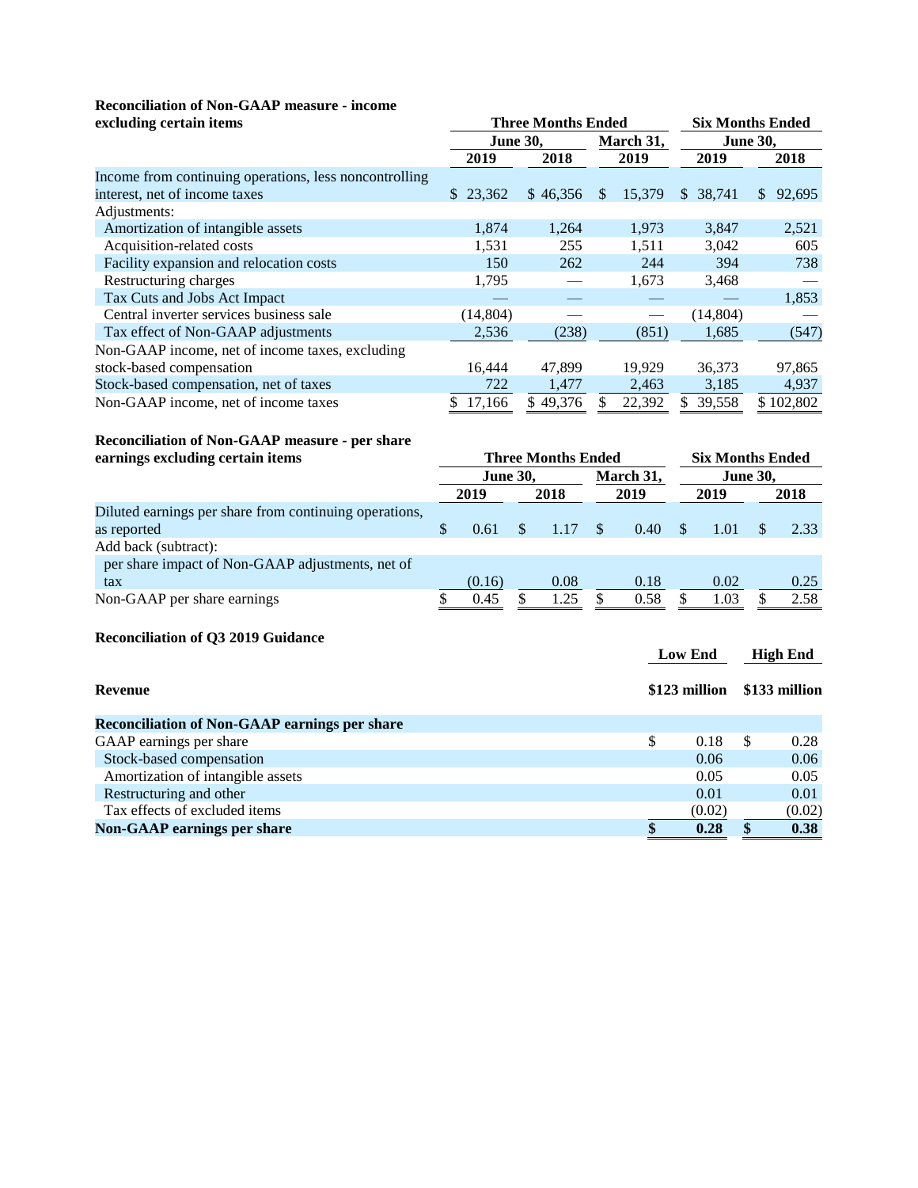**Reconciliation of Non-GAAP measure - income excluding certain items**

| | Three Months Ended | | | Six Months Ended | |
|---|---|---|---|---|---|
| | June 30, | | March 31, | June 30, | |
| | 2019 | 2018 | 2019 | 2019 | 2018 |
| Income from continuing operations, less noncontrolling interest, net of income taxes | $ 23,362 | $ 46,356 | $ 15,379 | $ 38,741 | $ 92,695 |
| Adjustments: | | | | | |
| Amortization of intangible assets | 1,874 | 1,264 | 1,973 | 3,847 | 2,521 |
| Acquisition-related costs | 1,531 | 255 | 1,511 | 3,042 | 605 |
| Facility expansion and relocation costs | 150 | 262 | 244 | 394 | 738 |
| Restructuring charges | 1,795 | — | 1,673 | 3,468 | — |
| Tax Cuts and Jobs Act Impact | — | — | — | — | 1,853 |
| Central inverter services business sale | (14,804) | — | — | (14,804) | — |
| Tax effect of Non-GAAP adjustments | 2,536 | (238) | (851) | 1,685 | (547) |
| Non-GAAP income, net of income taxes, excluding stock-based compensation | 16,444 | 47,899 | 19,929 | 36,373 | 97,865 |
| Stock-based compensation, net of taxes | 722 | 1,477 | 2,463 | 3,185 | 4,937 |
| Non-GAAP income, net of income taxes | $ 17,166 | $ 49,376 | $ 22,392 | $ 39,558 | $ 102,802 |

**Reconciliation of Non-GAAP measure - per share earnings excluding certain items**

| | Three Months Ended | | | Six Months Ended | |
|---|---|---|---|---|---|
| | June 30, | | March 31, | June 30, | |
| | 2019 | 2018 | 2019 | 2019 | 2018 |
| Diluted earnings per share from continuing operations, as reported | $ 0.61 | $ 1.17 | $ 0.40 | $ 1.01 | $ 2.33 |
| Add back (subtract): | | | | | |
| per share impact of Non-GAAP adjustments, net of tax | (0.16) | 0.08 | 0.18 | 0.02 | 0.25 |
| Non-GAAP per share earnings | $ 0.45 | $ 1.25 | $ 0.58 | $ 1.03 | $ 2.58 |

**Reconciliation of Q3 2019 Guidance**

| | Low End | High End |
|---|---|---|
| **Revenue** | **$123 million** | **$133 million** |
| **Reconciliation of Non-GAAP earnings per share** | | |
| GAAP earnings per share | $ 0.18 | $ 0.28 |
| Stock-based compensation | 0.06 | 0.06 |
| Amortization of intangible assets | 0.05 | 0.05 |
| Restructuring and other | 0.01 | 0.01 |
| Tax effects of excluded items | (0.02) | (0.02) |
| **Non-GAAP earnings per share** | **$ 0.28** | **$ 0.38** |